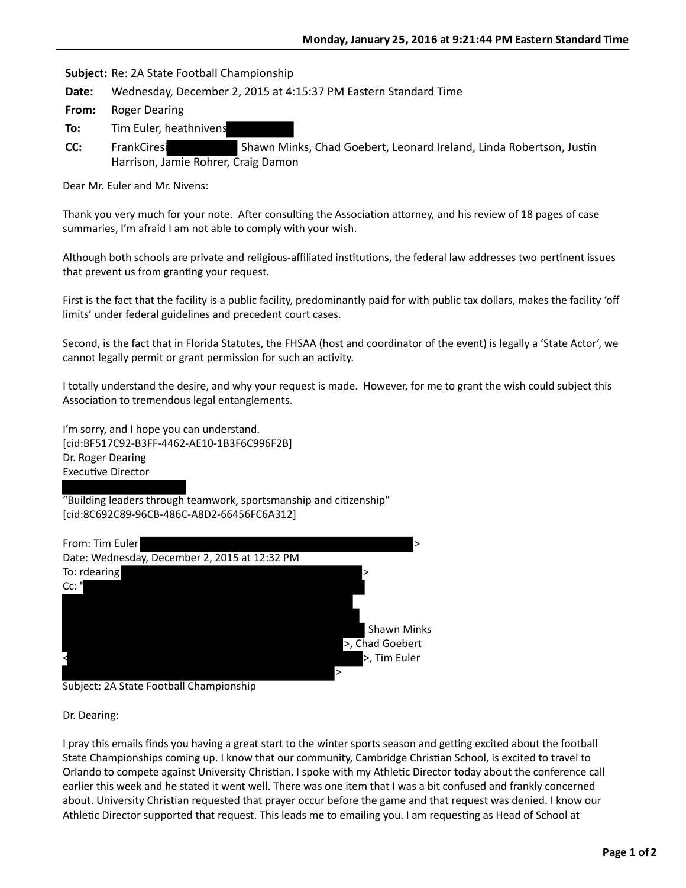**Subject:** Re: 2A State Football Championship

**Date:** Wednesday, December 2, 2015 at 4:15:37 PM Eastern Standard Time

**From:** Roger Dearing

**To:** Tim Euler, heathnivens

**CC:** FrankCiresi Shawn Minks, Chad Goebert, Leonard Ireland, Linda Robertson, Justin Harrison, Jamie Rohrer, Craig Damon

Dear Mr. Euler and Mr. Nivens:

Thank you very much for your note. After consulting the Association attorney, and his review of 18 pages of case summaries, I'm afraid I am not able to comply with your wish.

Although both schools are private and religious-affiliated institutions, the federal law addresses two pertinent issues that prevent us from granting your request.

First is the fact that the facility is a public facility, predominantly paid for with public tax dollars, makes the facility 'off limits' under federal guidelines and precedent court cases.

Second, is the fact that in Florida Statutes, the FHSAA (host and coordinator of the event) is legally a 'State Actor', we cannot legally permit or grant permission for such an activity.

I totally understand the desire, and why your request is made. However, for me to grant the wish could subject this Association to tremendous legal entanglements.

I'm sorry, and I hope you can understand.
[cid:BF517C92-B3FF-4462-AE10-1B3F6C996F2B]
Dr. Roger Dearing
Executive Director

"Building leaders through teamwork, sportsmanship and citizenship"
[cid:8C692C89-96CB-486C-A8D2-66456FC6A312]

From: Tim Euler >
Date: Wednesday, December 2, 2015 at 12:32 PM
To: rdearing >
Cc: "
Shawn Minks
>, Chad Goebert
< >, Tim Euler
>
Subject: 2A State Football Championship

Dr. Dearing:

I pray this emails finds you having a great start to the winter sports season and getting excited about the football State Championships coming up. I know that our community, Cambridge Christian School, is excited to travel to Orlando to compete against University Christian. I spoke with my Athletic Director today about the conference call earlier this week and he stated it went well. There was one item that I was a bit confused and frankly concerned about. University Christian requested that prayer occur before the game and that request was denied. I know our Athletic Director supported that request. This leads me to emailing you. I am requesting as Head of School at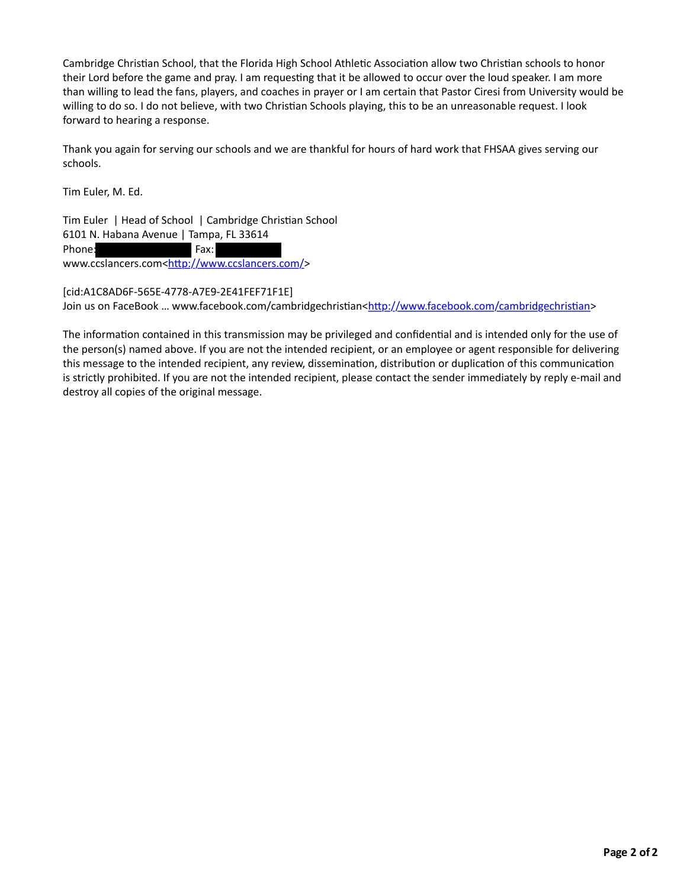Cambridge Christian School, that the Florida High School Athletic Association allow two Christian schools to honor their Lord before the game and pray. I am requesting that it be allowed to occur over the loud speaker. I am more than willing to lead the fans, players, and coaches in prayer or I am certain that Pastor Ciresi from University would be willing to do so. I do not believe, with two Christian Schools playing, this to be an unreasonable request. I look forward to hearing a response.

Thank you again for serving our schools and we are thankful for hours of hard work that FHSAA gives serving our schools.

Tim Euler, M. Ed.

Tim Euler | Head of School | Cambridge Christian School
6101 N. Habana Avenue | Tampa, FL 33614
Phone: Fax:
www.ccslancers.com<http://www.ccslancers.com/>

[cid:A1C8AD6F-565E-4778-A7E9-2E41FEF71F1E]
Join us on FaceBook … www.facebook.com/cambridgechristian<http://www.facebook.com/cambridgechristian>

The information contained in this transmission may be privileged and confidential and is intended only for the use of the person(s) named above. If you are not the intended recipient, or an employee or agent responsible for delivering this message to the intended recipient, any review, dissemination, distribution or duplication of this communication is strictly prohibited. If you are not the intended recipient, please contact the sender immediately by reply e-mail and destroy all copies of the original message.